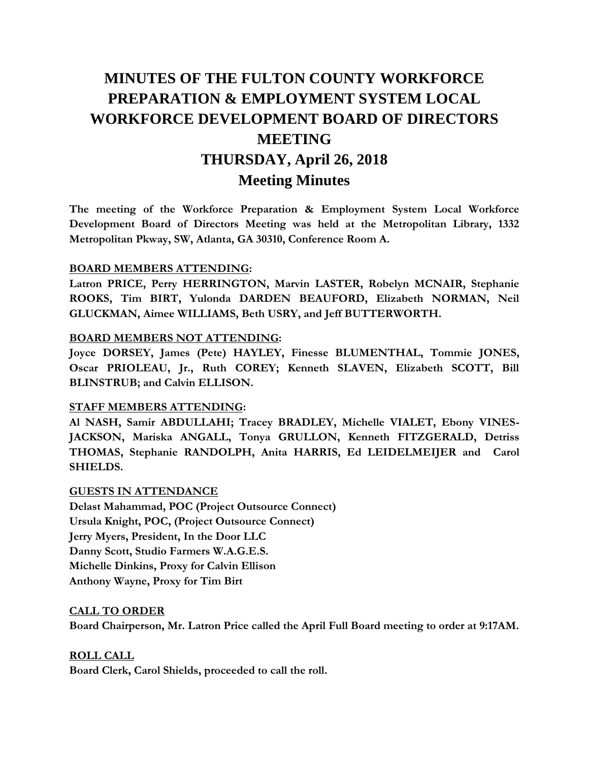# MINUTES OF THE FULTON COUNTY WORKFORCE PREPARATION & EMPLOYMENT SYSTEM LOCAL WORKFORCE DEVELOPMENT BOARD OF DIRECTORS MEETING

## THURSDAY, April 26, 2018

## Meeting Minutes

**The meeting of the Workforce Preparation & Employment System Local Workforce Development Board of Directors Meeting was held at the Metropolitan Library, 1332 Metropolitan Pkway, SW, Atlanta, GA 30310, Conference Room A.**

**BOARD MEMBERS ATTENDING:**

**Latron PRICE, Perry HERRINGTON, Marvin LASTER, Robelyn MCNAIR, Stephanie ROOKS, Tim BIRT, Yulonda DARDEN BEAUFORD, Elizabeth NORMAN, Neil GLUCKMAN, Aimee WILLIAMS, Beth USRY, and Jeff BUTTERWORTH.**

**BOARD MEMBERS NOT ATTENDING:**

**Joyce DORSEY, James (Pete) HAYLEY, Finesse BLUMENTHAL, Tommie JONES, Oscar PRIOLEAU, Jr., Ruth COREY; Kenneth SLAVEN, Elizabeth SCOTT, Bill BLINSTRUB; and Calvin ELLISON.**

**STAFF MEMBERS ATTENDING:**

**Al NASH, Samir ABDULLAHI; Tracey BRADLEY, Michelle VIALET, Ebony VINES-JACKSON, Mariska ANGALL, Tonya GRULLON, Kenneth FITZGERALD, Detriss THOMAS, Stephanie RANDOLPH, Anita HARRIS, Ed LEIDELMEIJER and Carol SHIELDS.**

**GUESTS IN ATTENDANCE**

**Delast Mahammad, POC (Project Outsource Connect)**
**Ursula Knight, POC, (Project Outsource Connect)**
**Jerry Myers, President, In the Door LLC**
**Danny Scott, Studio Farmers W.A.G.E.S.**
**Michelle Dinkins, Proxy for Calvin Ellison**
**Anthony Wayne, Proxy for Tim Birt**

**CALL TO ORDER**

**Board Chairperson, Mr. Latron Price called the April Full Board meeting to order at 9:17AM.**

**ROLL CALL**

**Board Clerk, Carol Shields, proceeded to call the roll.**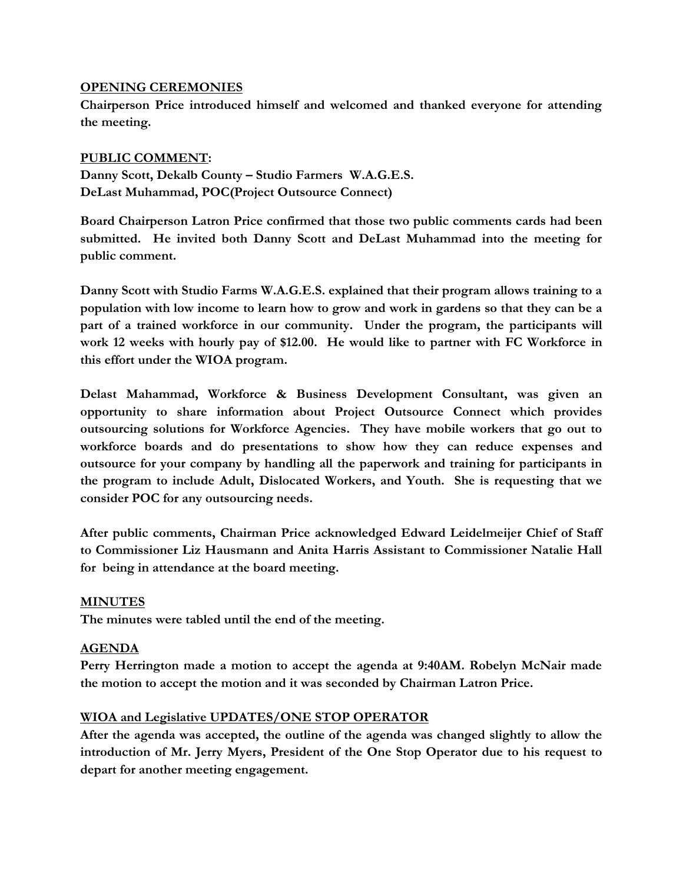**OPENING CEREMONIES**

**Chairperson Price introduced himself and welcomed and thanked everyone for attending the meeting.**

**PUBLIC COMMENT:**

**Danny Scott, Dekalb County – Studio Farmers W.A.G.E.S.**
**DeLast Muhammad, POC(Project Outsource Connect)**

**Board Chairperson Latron Price confirmed that those two public comments cards had been submitted. He invited both Danny Scott and DeLast Muhammad into the meeting for public comment.**

**Danny Scott with Studio Farms W.A.G.E.S. explained that their program allows training to a population with low income to learn how to grow and work in gardens so that they can be a part of a trained workforce in our community. Under the program, the participants will work 12 weeks with hourly pay of $12.00. He would like to partner with FC Workforce in this effort under the WIOA program.**

**Delast Mahammad, Workforce & Business Development Consultant, was given an opportunity to share information about Project Outsource Connect which provides outsourcing solutions for Workforce Agencies. They have mobile workers that go out to workforce boards and do presentations to show how they can reduce expenses and outsource for your company by handling all the paperwork and training for participants in the program to include Adult, Dislocated Workers, and Youth. She is requesting that we consider POC for any outsourcing needs.**

**After public comments, Chairman Price acknowledged Edward Leidelmeijer Chief of Staff to Commissioner Liz Hausmann and Anita Harris Assistant to Commissioner Natalie Hall for being in attendance at the board meeting.**

**MINUTES**

**The minutes were tabled until the end of the meeting.**

**AGENDA**

**Perry Herrington made a motion to accept the agenda at 9:40AM. Robelyn McNair made the motion to accept the motion and it was seconded by Chairman Latron Price.**

**WIOA and Legislative UPDATES/ONE STOP OPERATOR**

**After the agenda was accepted, the outline of the agenda was changed slightly to allow the introduction of Mr. Jerry Myers, President of the One Stop Operator due to his request to depart for another meeting engagement.**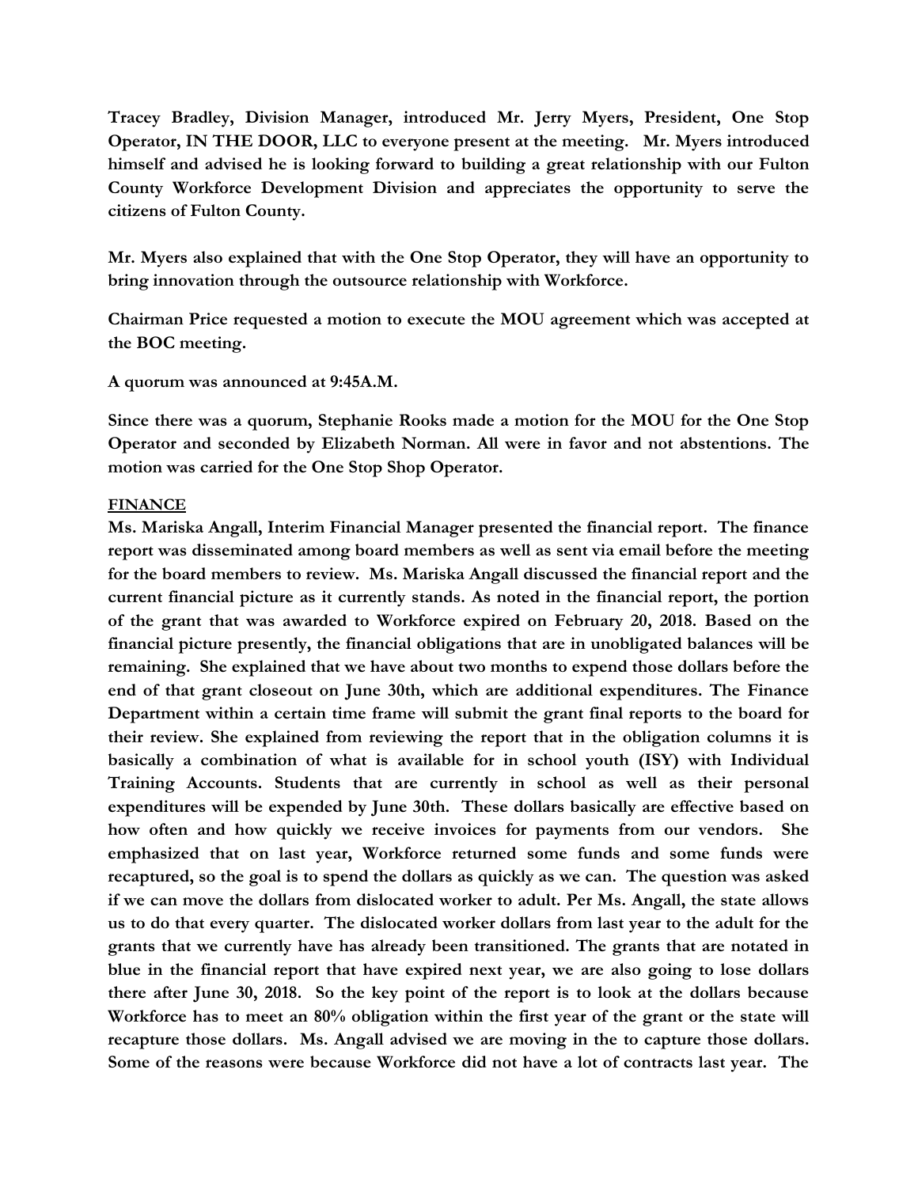**Tracey Bradley, Division Manager, introduced Mr. Jerry Myers, President, One Stop Operator, IN THE DOOR, LLC to everyone present at the meeting. Mr. Myers introduced himself and advised he is looking forward to building a great relationship with our Fulton County Workforce Development Division and appreciates the opportunity to serve the citizens of Fulton County.**

**Mr. Myers also explained that with the One Stop Operator, they will have an opportunity to bring innovation through the outsource relationship with Workforce.**

**Chairman Price requested a motion to execute the MOU agreement which was accepted at the BOC meeting.**

**A quorum was announced at 9:45A.M.**

**Since there was a quorum, Stephanie Rooks made a motion for the MOU for the One Stop Operator and seconded by Elizabeth Norman. All were in favor and not abstentions. The motion was carried for the One Stop Shop Operator.**

**<u>FINANCE</u>**

**Ms. Mariska Angall, Interim Financial Manager presented the financial report. The finance report was disseminated among board members as well as sent via email before the meeting for the board members to review. Ms. Mariska Angall discussed the financial report and the current financial picture as it currently stands. As noted in the financial report, the portion of the grant that was awarded to Workforce expired on February 20, 2018. Based on the financial picture presently, the financial obligations that are in unobligated balances will be remaining. She explained that we have about two months to expend those dollars before the end of that grant closeout on June 30th, which are additional expenditures. The Finance Department within a certain time frame will submit the grant final reports to the board for their review. She explained from reviewing the report that in the obligation columns it is basically a combination of what is available for in school youth (ISY) with Individual Training Accounts. Students that are currently in school as well as their personal expenditures will be expended by June 30th. These dollars basically are effective based on how often and how quickly we receive invoices for payments from our vendors. She emphasized that on last year, Workforce returned some funds and some funds were recaptured, so the goal is to spend the dollars as quickly as we can. The question was asked if we can move the dollars from dislocated worker to adult. Per Ms. Angall, the state allows us to do that every quarter. The dislocated worker dollars from last year to the adult for the grants that we currently have has already been transitioned. The grants that are notated in blue in the financial report that have expired next year, we are also going to lose dollars there after June 30, 2018. So the key point of the report is to look at the dollars because Workforce has to meet an 80% obligation within the first year of the grant or the state will recapture those dollars. Ms. Angall advised we are moving in the to capture those dollars. Some of the reasons were because Workforce did not have a lot of contracts last year. The**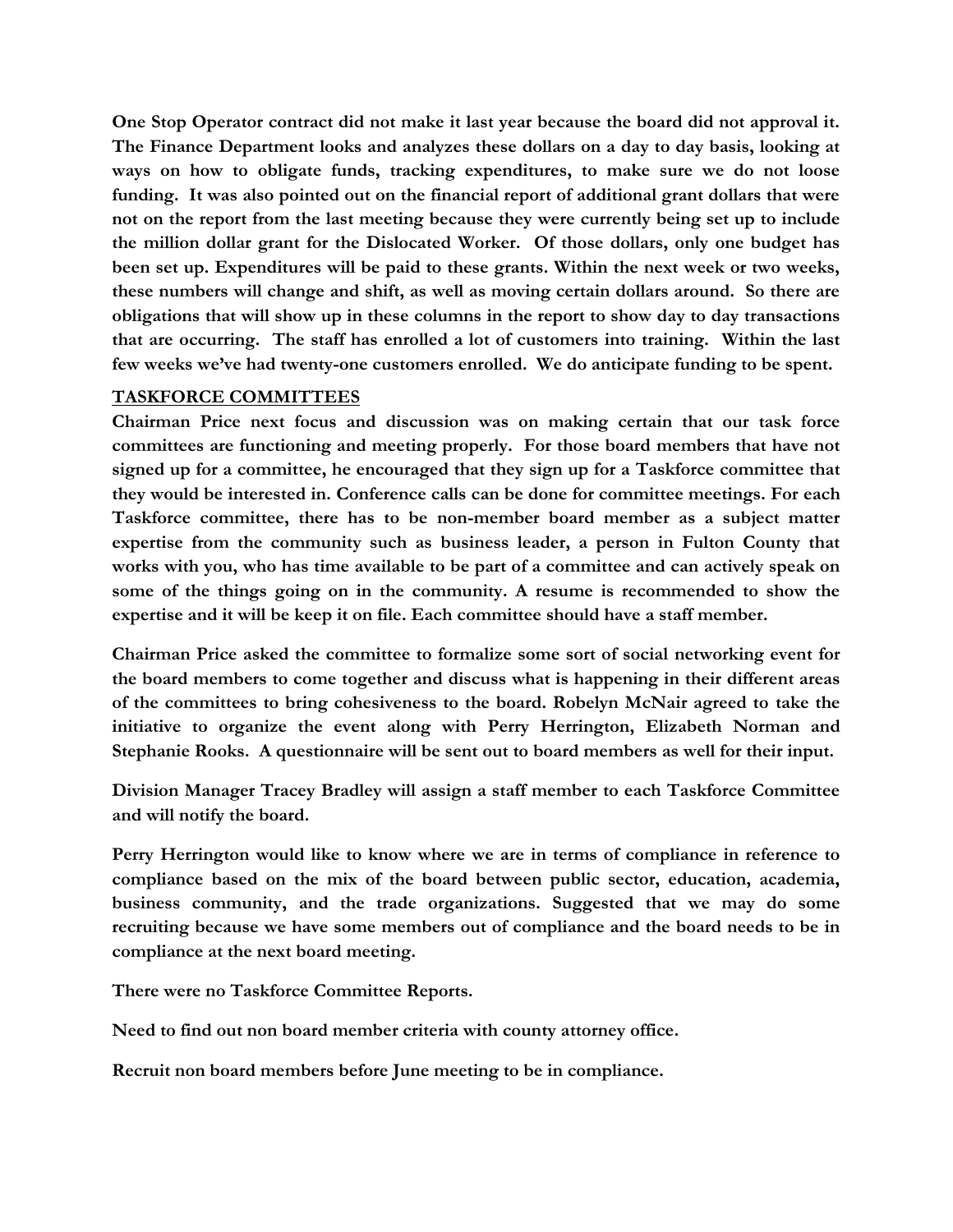**One Stop Operator contract did not make it last year because the board did not approval it. The Finance Department looks and analyzes these dollars on a day to day basis, looking at ways on how to obligate funds, tracking expenditures, to make sure we do not loose funding. It was also pointed out on the financial report of additional grant dollars that were not on the report from the last meeting because they were currently being set up to include the million dollar grant for the Dislocated Worker. Of those dollars, only one budget has been set up. Expenditures will be paid to these grants. Within the next week or two weeks, these numbers will change and shift, as well as moving certain dollars around. So there are obligations that will show up in these columns in the report to show day to day transactions that are occurring. The staff has enrolled a lot of customers into training. Within the last few weeks we've had twenty-one customers enrolled. We do anticipate funding to be spent.**

**<u>TASKFORCE COMMITTEES</u>**

**Chairman Price next focus and discussion was on making certain that our task force committees are functioning and meeting properly. For those board members that have not signed up for a committee, he encouraged that they sign up for a Taskforce committee that they would be interested in. Conference calls can be done for committee meetings. For each Taskforce committee, there has to be non-member board member as a subject matter expertise from the community such as business leader, a person in Fulton County that works with you, who has time available to be part of a committee and can actively speak on some of the things going on in the community. A resume is recommended to show the expertise and it will be keep it on file. Each committee should have a staff member.**

**Chairman Price asked the committee to formalize some sort of social networking event for the board members to come together and discuss what is happening in their different areas of the committees to bring cohesiveness to the board. Robelyn McNair agreed to take the initiative to organize the event along with Perry Herrington, Elizabeth Norman and Stephanie Rooks. A questionnaire will be sent out to board members as well for their input.**

**Division Manager Tracey Bradley will assign a staff member to each Taskforce Committee and will notify the board.**

**Perry Herrington would like to know where we are in terms of compliance in reference to compliance based on the mix of the board between public sector, education, academia, business community, and the trade organizations. Suggested that we may do some recruiting because we have some members out of compliance and the board needs to be in compliance at the next board meeting.**

**There were no Taskforce Committee Reports.**

**Need to find out non board member criteria with county attorney office.**

**Recruit non board members before June meeting to be in compliance.**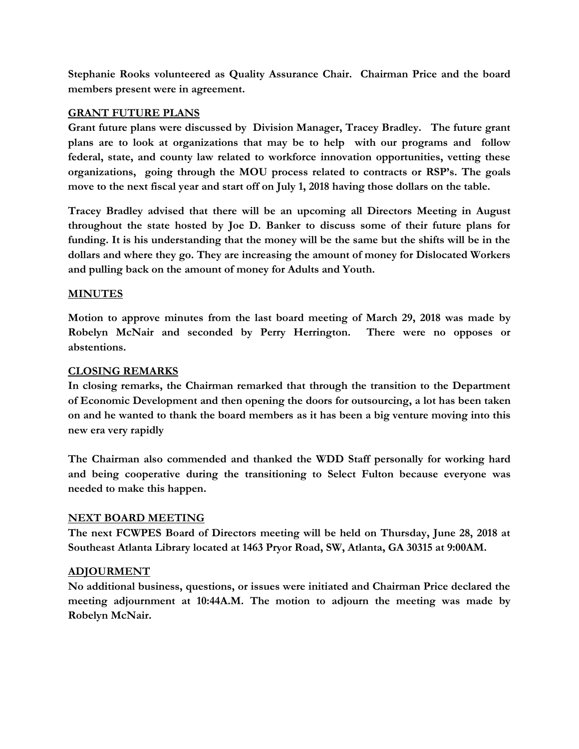**Stephanie Rooks volunteered as Quality Assurance Chair. Chairman Price and the board members present were in agreement.**

## GRANT FUTURE PLANS

**Grant future plans were discussed by Division Manager, Tracey Bradley. The future grant plans are to look at organizations that may be to help with our programs and follow federal, state, and county law related to workforce innovation opportunities, vetting these organizations, going through the MOU process related to contracts or RSP's. The goals move to the next fiscal year and start off on July 1, 2018 having those dollars on the table.**

**Tracey Bradley advised that there will be an upcoming all Directors Meeting in August throughout the state hosted by Joe D. Banker to discuss some of their future plans for funding. It is his understanding that the money will be the same but the shifts will be in the dollars and where they go. They are increasing the amount of money for Dislocated Workers and pulling back on the amount of money for Adults and Youth.**

## MINUTES

**Motion to approve minutes from the last board meeting of March 29, 2018 was made by Robelyn McNair and seconded by Perry Herrington. There were no opposes or abstentions.**

## CLOSING REMARKS

**In closing remarks, the Chairman remarked that through the transition to the Department of Economic Development and then opening the doors for outsourcing, a lot has been taken on and he wanted to thank the board members as it has been a big venture moving into this new era very rapidly**

**The Chairman also commended and thanked the WDD Staff personally for working hard and being cooperative during the transitioning to Select Fulton because everyone was needed to make this happen.**

## NEXT BOARD MEETING

**The next FCWPES Board of Directors meeting will be held on Thursday, June 28, 2018 at Southeast Atlanta Library located at 1463 Pryor Road, SW, Atlanta, GA 30315 at 9:00AM.**

## ADJOURMENT

**No additional business, questions, or issues were initiated and Chairman Price declared the meeting adjournment at 10:44A.M. The motion to adjourn the meeting was made by Robelyn McNair.**